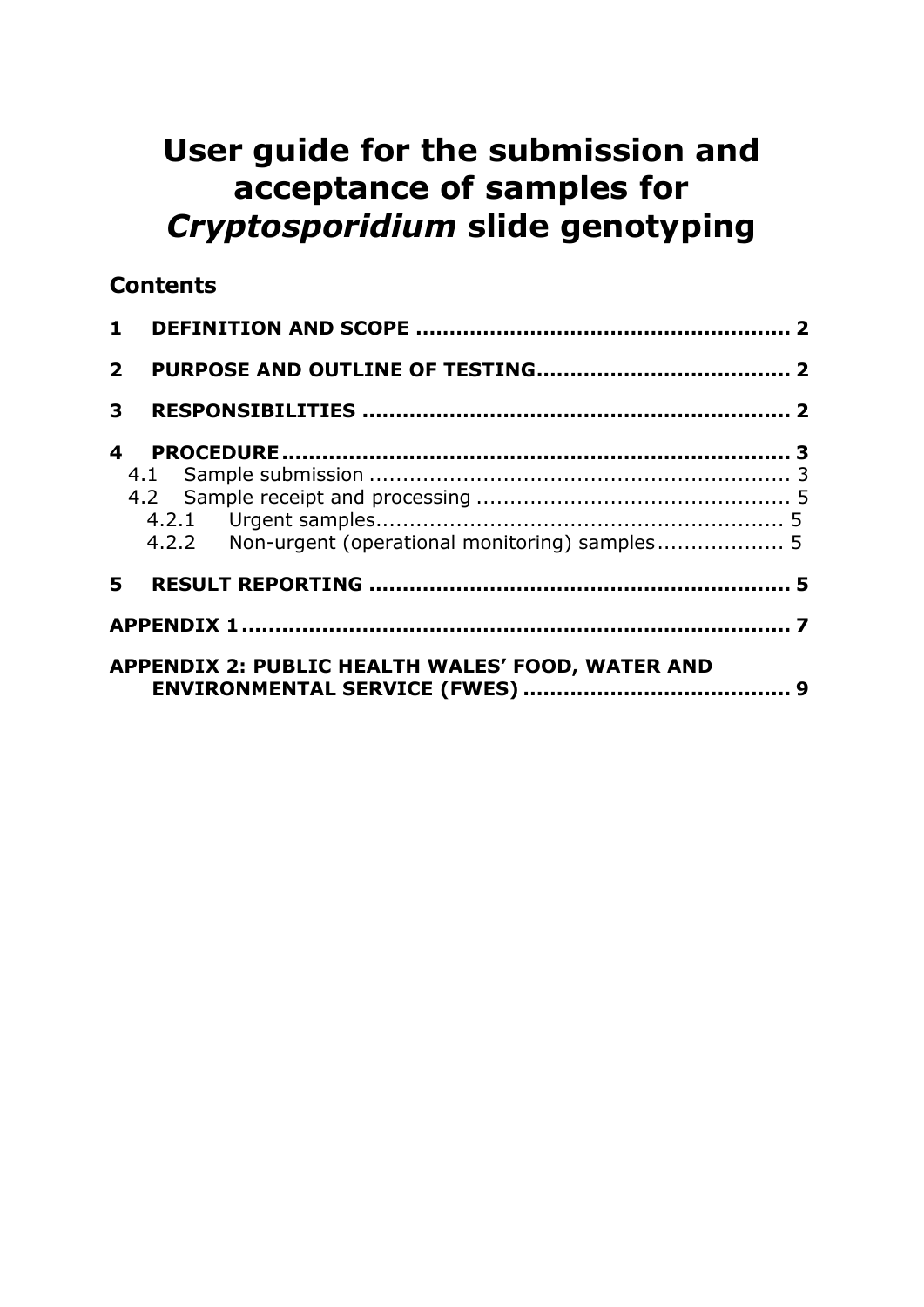# User guide for the submission and acceptance of samples for *Cryptosporidium* slide genotyping

## Contents

**1 DEFINITION AND SCOPE ........................................................ 2**

**2 PURPOSE AND OUTLINE OF TESTING...................................... 2**

**3 RESPONSIBILITIES ................................................................ 2**

**4 PROCEDURE ........................................................................... 3**

4.1 Sample submission ............................................................... 3

4.2 Sample receipt and processing ............................................... 5

4.2.1 Urgent samples............................................................. 5

4.2.2 Non-urgent (operational monitoring) samples................... 5

**5 RESULT REPORTING ............................................................... 5**

**APPENDIX 1 .................................................................................. 7**

**APPENDIX 2: PUBLIC HEALTH WALES' FOOD, WATER AND ENVIRONMENTAL SERVICE (FWES) ........................................ 9**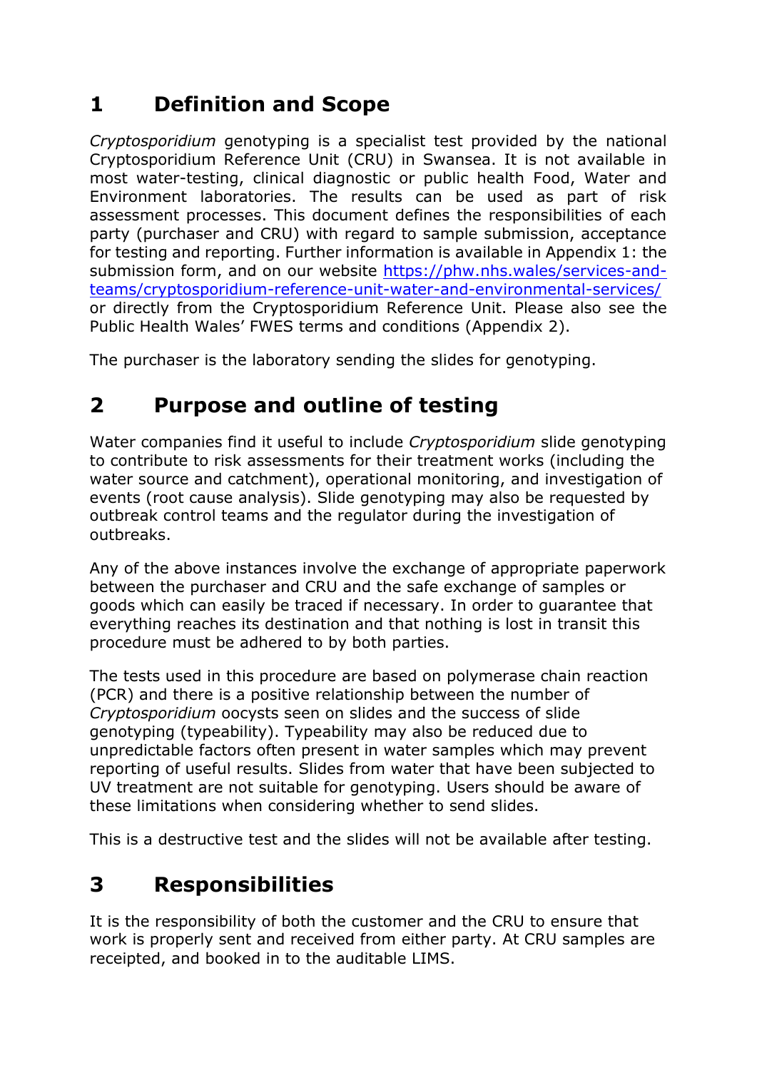## 1 Definition and Scope

*Cryptosporidium* genotyping is a specialist test provided by the national Cryptosporidium Reference Unit (CRU) in Swansea. It is not available in most water-testing, clinical diagnostic or public health Food, Water and Environment laboratories. The results can be used as part of risk assessment processes. This document defines the responsibilities of each party (purchaser and CRU) with regard to sample submission, acceptance for testing and reporting. Further information is available in Appendix 1: the submission form, and on our website [https://phw.nhs.wales/services-and-teams/cryptosporidium-reference-unit-water-and-environmental-services/](https://phw.nhs.wales/services-and-teams/cryptosporidium-reference-unit-water-and-environmental-services/) or directly from the Cryptosporidium Reference Unit. Please also see the Public Health Wales' FWES terms and conditions (Appendix 2).

The purchaser is the laboratory sending the slides for genotyping.

## 2 Purpose and outline of testing

Water companies find it useful to include *Cryptosporidium* slide genotyping to contribute to risk assessments for their treatment works (including the water source and catchment), operational monitoring, and investigation of events (root cause analysis). Slide genotyping may also be requested by outbreak control teams and the regulator during the investigation of outbreaks.

Any of the above instances involve the exchange of appropriate paperwork between the purchaser and CRU and the safe exchange of samples or goods which can easily be traced if necessary. In order to guarantee that everything reaches its destination and that nothing is lost in transit this procedure must be adhered to by both parties.

The tests used in this procedure are based on polymerase chain reaction (PCR) and there is a positive relationship between the number of *Cryptosporidium* oocysts seen on slides and the success of slide genotyping (typeability). Typeability may also be reduced due to unpredictable factors often present in water samples which may prevent reporting of useful results. Slides from water that have been subjected to UV treatment are not suitable for genotyping. Users should be aware of these limitations when considering whether to send slides.

This is a destructive test and the slides will not be available after testing.

## 3 Responsibilities

It is the responsibility of both the customer and the CRU to ensure that work is properly sent and received from either party. At CRU samples are receipted, and booked in to the auditable LIMS.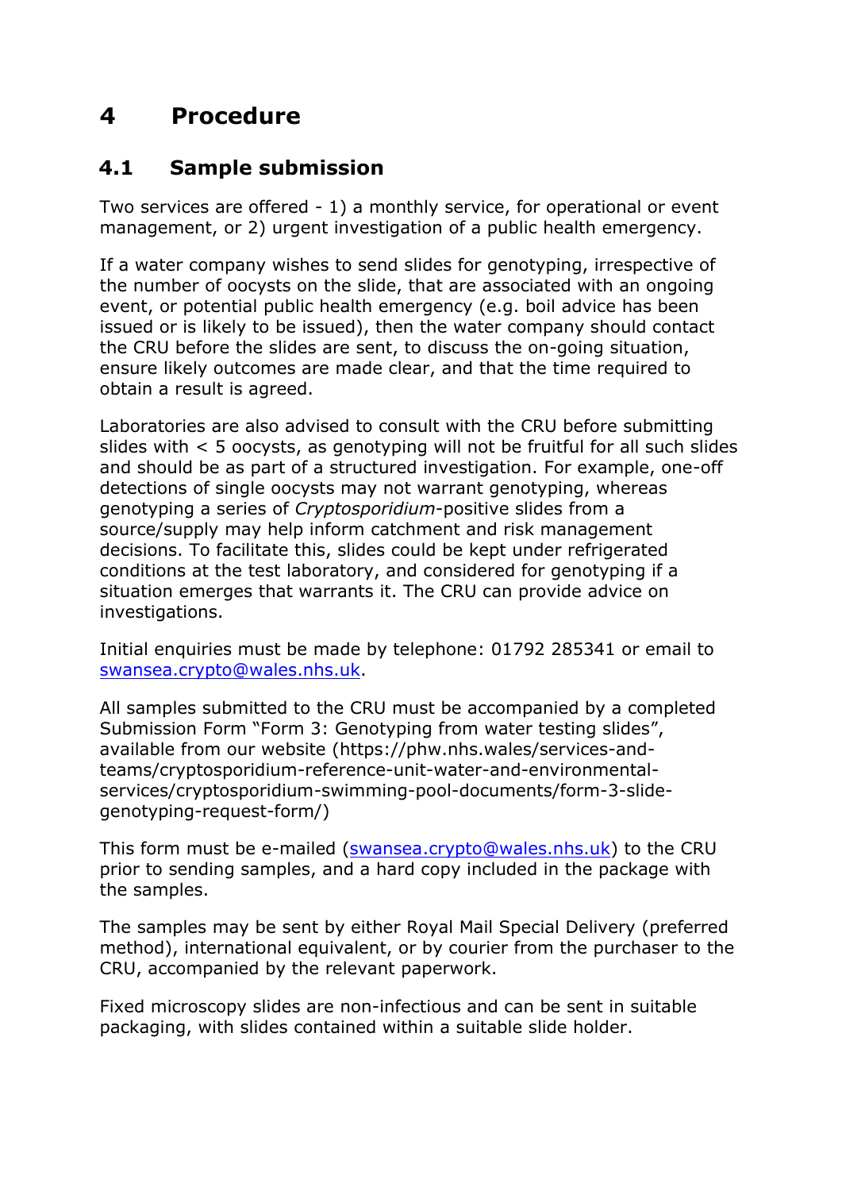# 4 Procedure

## 4.1 Sample submission

Two services are offered - 1) a monthly service, for operational or event management, or 2) urgent investigation of a public health emergency.

If a water company wishes to send slides for genotyping, irrespective of the number of oocysts on the slide, that are associated with an ongoing event, or potential public health emergency (e.g. boil advice has been issued or is likely to be issued), then the water company should contact the CRU before the slides are sent, to discuss the on-going situation, ensure likely outcomes are made clear, and that the time required to obtain a result is agreed.

Laboratories are also advised to consult with the CRU before submitting slides with < 5 oocysts, as genotyping will not be fruitful for all such slides and should be as part of a structured investigation. For example, one-off detections of single oocysts may not warrant genotyping, whereas genotyping a series of *Cryptosporidium*-positive slides from a source/supply may help inform catchment and risk management decisions. To facilitate this, slides could be kept under refrigerated conditions at the test laboratory, and considered for genotyping if a situation emerges that warrants it. The CRU can provide advice on investigations.

Initial enquiries must be made by telephone: 01792 285341 or email to swansea.crypto@wales.nhs.uk.

All samples submitted to the CRU must be accompanied by a completed Submission Form "Form 3: Genotyping from water testing slides", available from our website (https://phw.nhs.wales/services-and-teams/cryptosporidium-reference-unit-water-and-environmental-services/cryptosporidium-swimming-pool-documents/form-3-slide-genotyping-request-form/)

This form must be e-mailed (swansea.crypto@wales.nhs.uk) to the CRU prior to sending samples, and a hard copy included in the package with the samples.

The samples may be sent by either Royal Mail Special Delivery (preferred method), international equivalent, or by courier from the purchaser to the CRU, accompanied by the relevant paperwork.

Fixed microscopy slides are non-infectious and can be sent in suitable packaging, with slides contained within a suitable slide holder.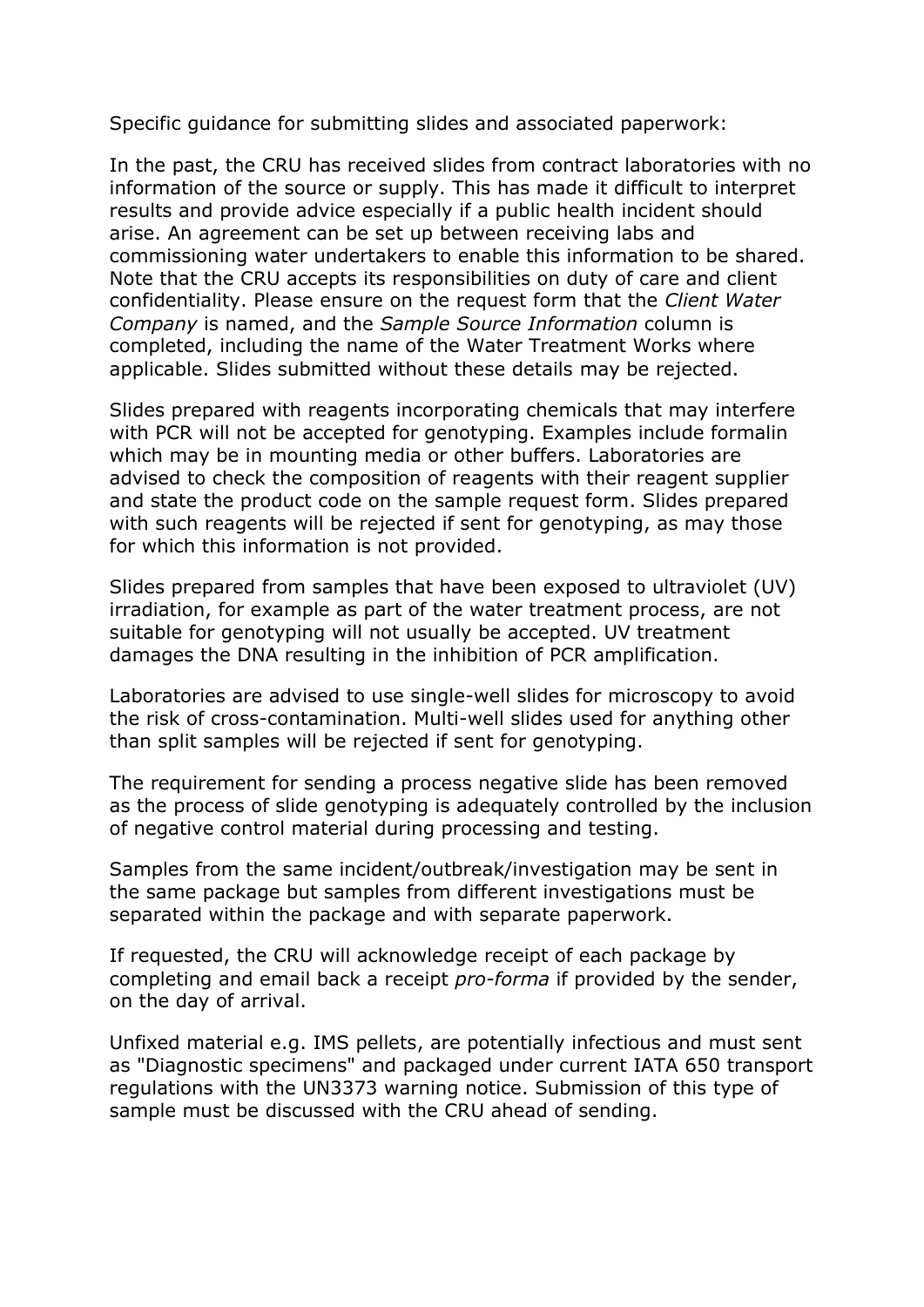Specific guidance for submitting slides and associated paperwork:

In the past, the CRU has received slides from contract laboratories with no information of the source or supply. This has made it difficult to interpret results and provide advice especially if a public health incident should arise. An agreement can be set up between receiving labs and commissioning water undertakers to enable this information to be shared. Note that the CRU accepts its responsibilities on duty of care and client confidentiality. Please ensure on the request form that the *Client Water Company* is named, and the *Sample Source Information* column is completed, including the name of the Water Treatment Works where applicable. Slides submitted without these details may be rejected.

Slides prepared with reagents incorporating chemicals that may interfere with PCR will not be accepted for genotyping. Examples include formalin which may be in mounting media or other buffers. Laboratories are advised to check the composition of reagents with their reagent supplier and state the product code on the sample request form. Slides prepared with such reagents will be rejected if sent for genotyping, as may those for which this information is not provided.

Slides prepared from samples that have been exposed to ultraviolet (UV) irradiation, for example as part of the water treatment process, are not suitable for genotyping will not usually be accepted. UV treatment damages the DNA resulting in the inhibition of PCR amplification.

Laboratories are advised to use single-well slides for microscopy to avoid the risk of cross-contamination. Multi-well slides used for anything other than split samples will be rejected if sent for genotyping.

The requirement for sending a process negative slide has been removed as the process of slide genotyping is adequately controlled by the inclusion of negative control material during processing and testing.

Samples from the same incident/outbreak/investigation may be sent in the same package but samples from different investigations must be separated within the package and with separate paperwork.

If requested, the CRU will acknowledge receipt of each package by completing and email back a receipt *pro-forma* if provided by the sender, on the day of arrival.

Unfixed material e.g. IMS pellets, are potentially infectious and must sent as "Diagnostic specimens" and packaged under current IATA 650 transport regulations with the UN3373 warning notice. Submission of this type of sample must be discussed with the CRU ahead of sending.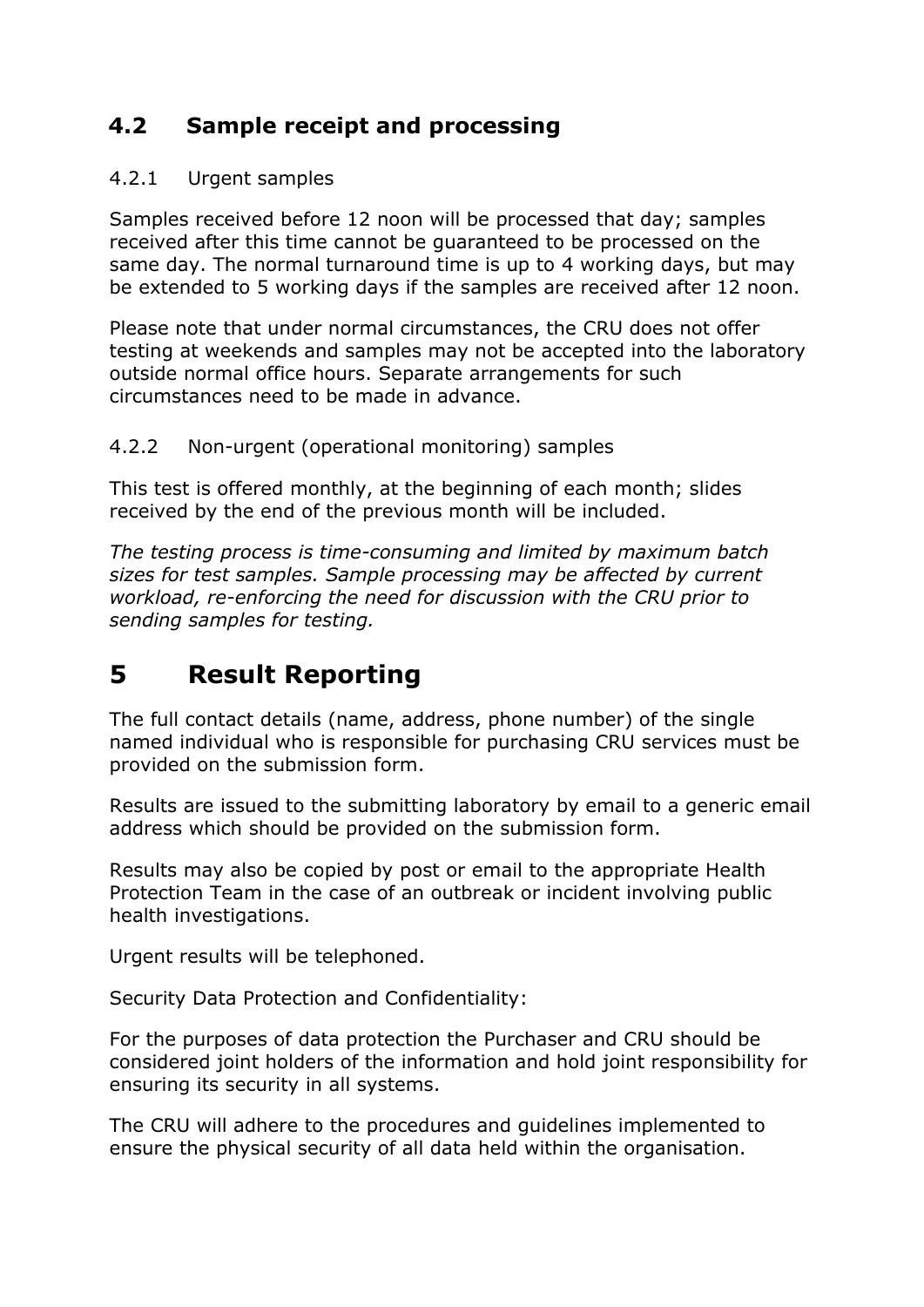## 4.2 Sample receipt and processing

### 4.2.1 Urgent samples

Samples received before 12 noon will be processed that day; samples received after this time cannot be guaranteed to be processed on the same day. The normal turnaround time is up to 4 working days, but may be extended to 5 working days if the samples are received after 12 noon.

Please note that under normal circumstances, the CRU does not offer testing at weekends and samples may not be accepted into the laboratory outside normal office hours. Separate arrangements for such circumstances need to be made in advance.

### 4.2.2 Non-urgent (operational monitoring) samples

This test is offered monthly, at the beginning of each month; slides received by the end of the previous month will be included.

*The testing process is time-consuming and limited by maximum batch sizes for test samples. Sample processing may be affected by current workload, re-enforcing the need for discussion with the CRU prior to sending samples for testing.*

# 5 Result Reporting

The full contact details (name, address, phone number) of the single named individual who is responsible for purchasing CRU services must be provided on the submission form.

Results are issued to the submitting laboratory by email to a generic email address which should be provided on the submission form.

Results may also be copied by post or email to the appropriate Health Protection Team in the case of an outbreak or incident involving public health investigations.

Urgent results will be telephoned.

Security Data Protection and Confidentiality:

For the purposes of data protection the Purchaser and CRU should be considered joint holders of the information and hold joint responsibility for ensuring its security in all systems.

The CRU will adhere to the procedures and guidelines implemented to ensure the physical security of all data held within the organisation.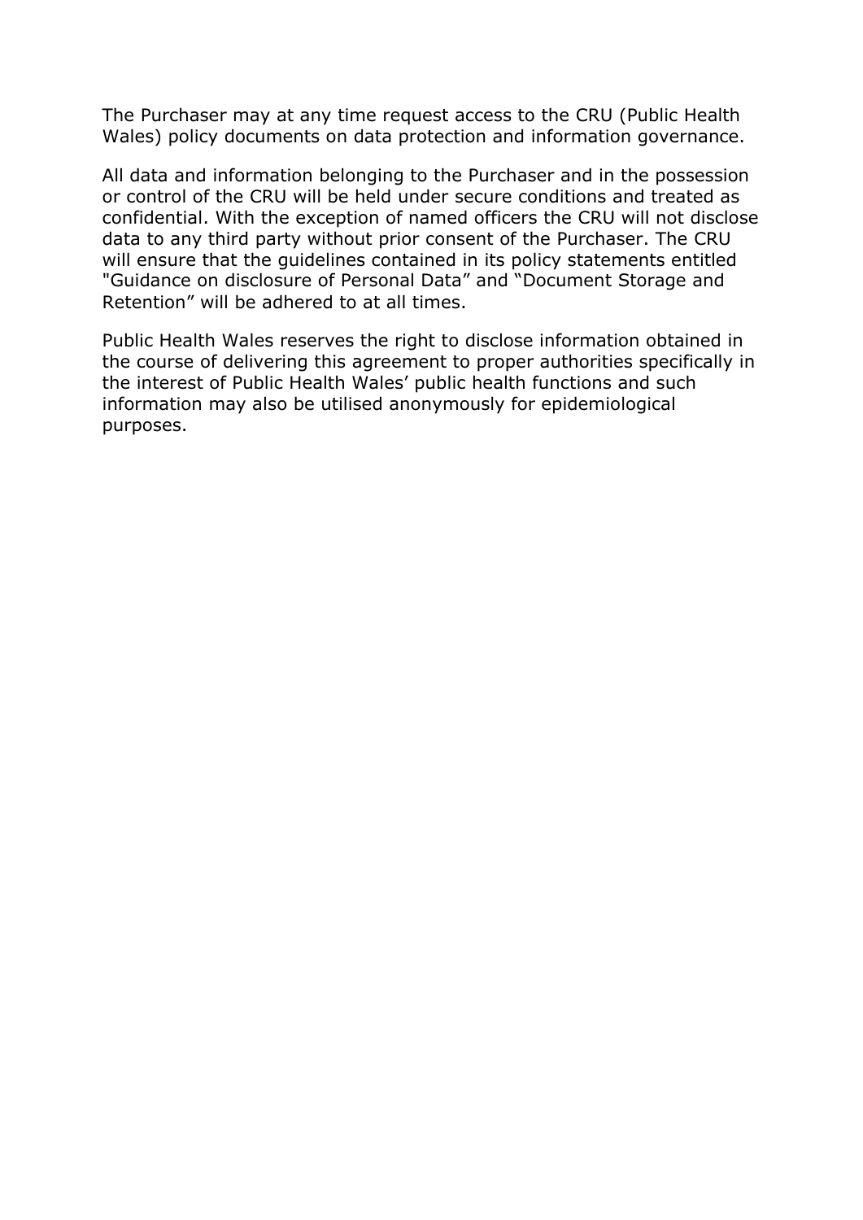The Purchaser may at any time request access to the CRU (Public Health Wales) policy documents on data protection and information governance.

All data and information belonging to the Purchaser and in the possession or control of the CRU will be held under secure conditions and treated as confidential. With the exception of named officers the CRU will not disclose data to any third party without prior consent of the Purchaser. The CRU will ensure that the guidelines contained in its policy statements entitled "Guidance on disclosure of Personal Data" and "Document Storage and Retention" will be adhered to at all times.

Public Health Wales reserves the right to disclose information obtained in the course of delivering this agreement to proper authorities specifically in the interest of Public Health Wales' public health functions and such information may also be utilised anonymously for epidemiological purposes.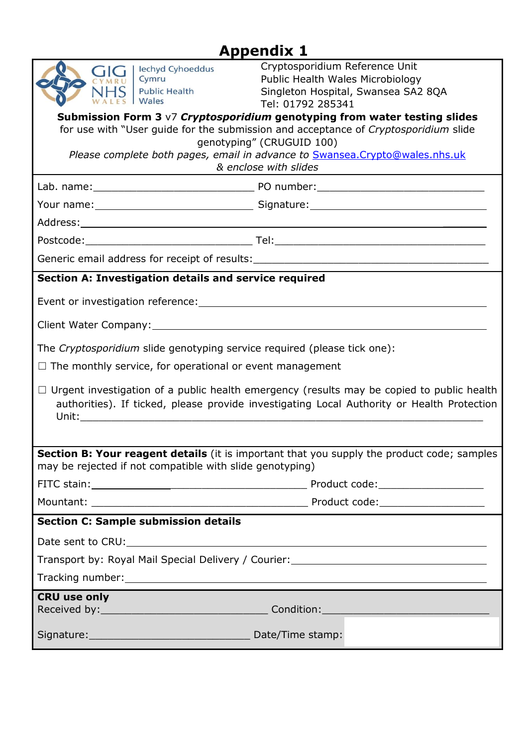# Appendix 1

GIG CYMRU NHS WALES | Iechyd Cyhoeddus Cymru Public Health Wales

Cryptosporidium Reference Unit
Public Health Wales Microbiology
Singleton Hospital, Swansea SA2 8QA
Tel: 01792 285341

**Submission Form 3** v7 ***Cryptosporidium*** **genotyping from water testing slides**
for use with "User guide for the submission and acceptance of *Cryptosporidium* slide genotyping" (CRUGUID 100)
*Please complete both pages, email in advance to* [Swansea.Crypto@wales.nhs.uk](mailto:Swansea.Crypto@wales.nhs.uk) *& enclose with slides*

Lab. name:___________________________ PO number:____________________________

Your name:___________________________ Signature:____________________________

Address:_____________________________________________________________________

Postcode:____________________________ Tel:__________________________________

Generic email address for receipt of results:______________________________________

**Section A: Investigation details and service required**

Event or investigation reference:_____________________________________________

Client Water Company:______________________________________________________

The *Cryptosporidium* slide genotyping service required (please tick one):

☐ The monthly service, for operational or event management

☐ Urgent investigation of a public health emergency (results may be copied to public health authorities). If ticked, please provide investigating Local Authority or Health Protection Unit:_____________________________________________________________

**Section B: Your reagent details** (it is important that you supply the product code; samples may be rejected if not compatible with slide genotyping)

FITC stain:_______________________________ Product code:__________________

Mountant: _______________________________ Product code:__________________

**Section C: Sample submission details**

Date sent to CRU:__________________________________________________________

Transport by: Royal Mail Special Delivery / Courier:_____________________________

Tracking number:___________________________________________________________

**CRU use only**

Received by:___________________________ Condition:___________________________

Signature:_____________________________ Date/Time stamp: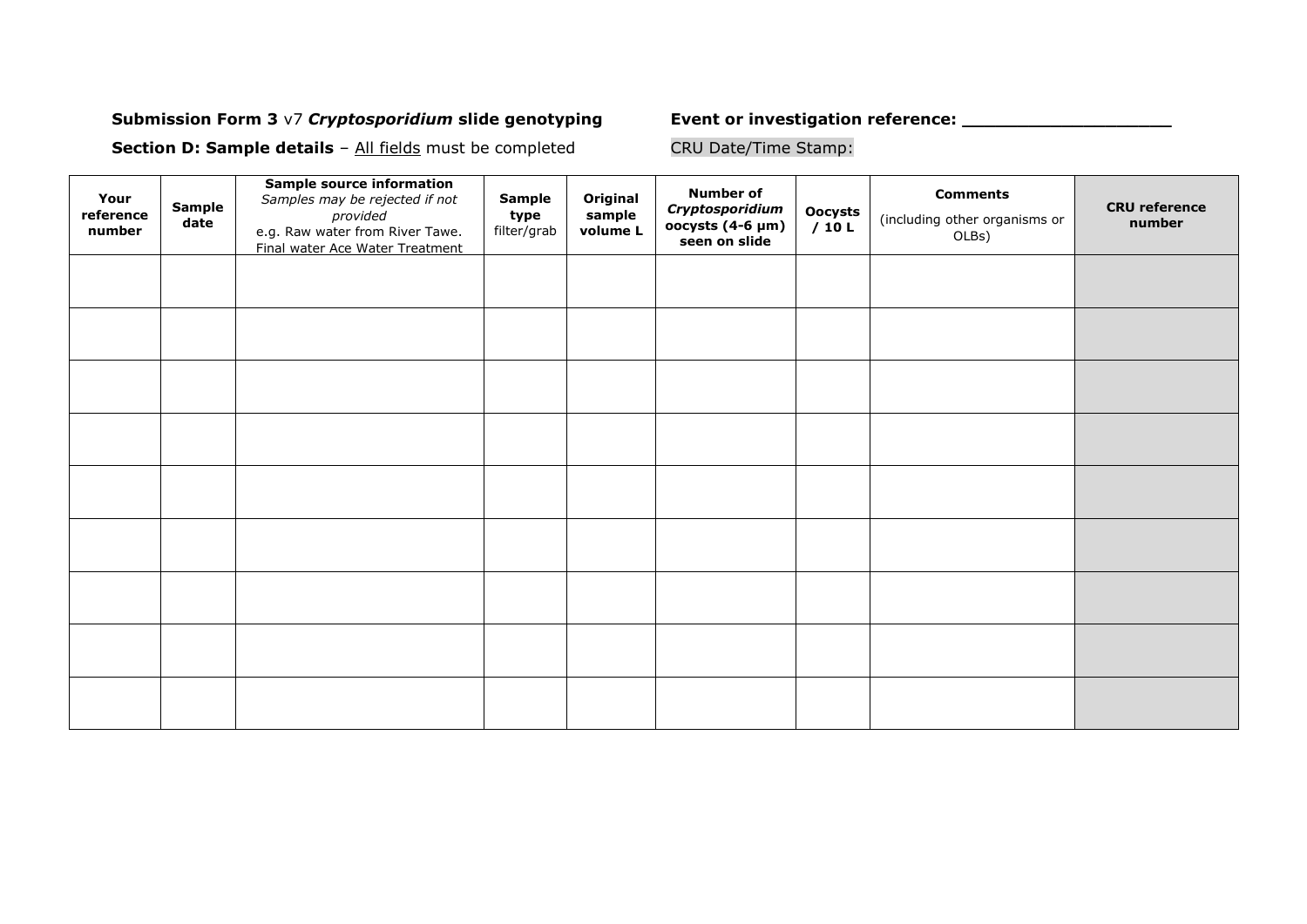**Submission Form 3** v7 ***Cryptosporidium*** **slide genotyping** **Event or investigation reference:** ___________________

**Section D: Sample details** – All fields must be completed CRU Date/Time Stamp:

| Your reference number | Sample date | **Sample source information** *Samples may be rejected if not provided* e.g. Raw water from River Tawe. Final water Ace Water Treatment | Sample type filter/grab | Original sample volume L | Number of *Cryptosporidium* oocysts (4-6 µm) seen on slide | Oocysts / 10 L | **Comments** (including other organisms or OLBs) | CRU reference number |
|---|---|---|---|---|---|---|---|---|
| | | | | | | | | |
| | | | | | | | | |
| | | | | | | | | |
| | | | | | | | | |
| | | | | | | | | |
| | | | | | | | | |
| | | | | | | | | |
| | | | | | | | | |
| | | | | | | | | |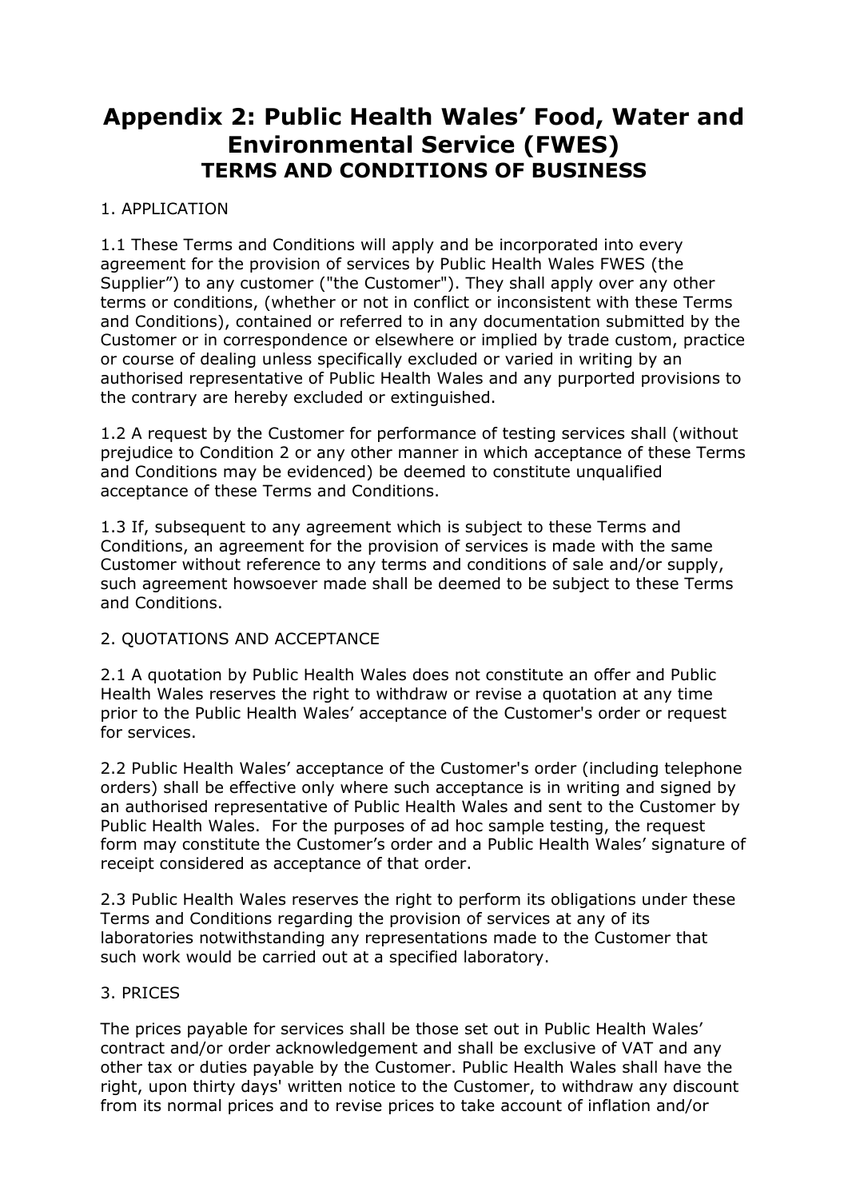# Appendix 2: Public Health Wales' Food, Water and Environmental Service (FWES)

## TERMS AND CONDITIONS OF BUSINESS

1. APPLICATION

1.1 These Terms and Conditions will apply and be incorporated into every agreement for the provision of services by Public Health Wales FWES (the Supplier") to any customer ("the Customer"). They shall apply over any other terms or conditions, (whether or not in conflict or inconsistent with these Terms and Conditions), contained or referred to in any documentation submitted by the Customer or in correspondence or elsewhere or implied by trade custom, practice or course of dealing unless specifically excluded or varied in writing by an authorised representative of Public Health Wales and any purported provisions to the contrary are hereby excluded or extinguished.

1.2 A request by the Customer for performance of testing services shall (without prejudice to Condition 2 or any other manner in which acceptance of these Terms and Conditions may be evidenced) be deemed to constitute unqualified acceptance of these Terms and Conditions.

1.3 If, subsequent to any agreement which is subject to these Terms and Conditions, an agreement for the provision of services is made with the same Customer without reference to any terms and conditions of sale and/or supply, such agreement howsoever made shall be deemed to be subject to these Terms and Conditions.

2. QUOTATIONS AND ACCEPTANCE

2.1 A quotation by Public Health Wales does not constitute an offer and Public Health Wales reserves the right to withdraw or revise a quotation at any time prior to the Public Health Wales' acceptance of the Customer's order or request for services.

2.2 Public Health Wales' acceptance of the Customer's order (including telephone orders) shall be effective only where such acceptance is in writing and signed by an authorised representative of Public Health Wales and sent to the Customer by Public Health Wales. For the purposes of ad hoc sample testing, the request form may constitute the Customer's order and a Public Health Wales' signature of receipt considered as acceptance of that order.

2.3 Public Health Wales reserves the right to perform its obligations under these Terms and Conditions regarding the provision of services at any of its laboratories notwithstanding any representations made to the Customer that such work would be carried out at a specified laboratory.

3. PRICES

The prices payable for services shall be those set out in Public Health Wales' contract and/or order acknowledgement and shall be exclusive of VAT and any other tax or duties payable by the Customer. Public Health Wales shall have the right, upon thirty days' written notice to the Customer, to withdraw any discount from its normal prices and to revise prices to take account of inflation and/or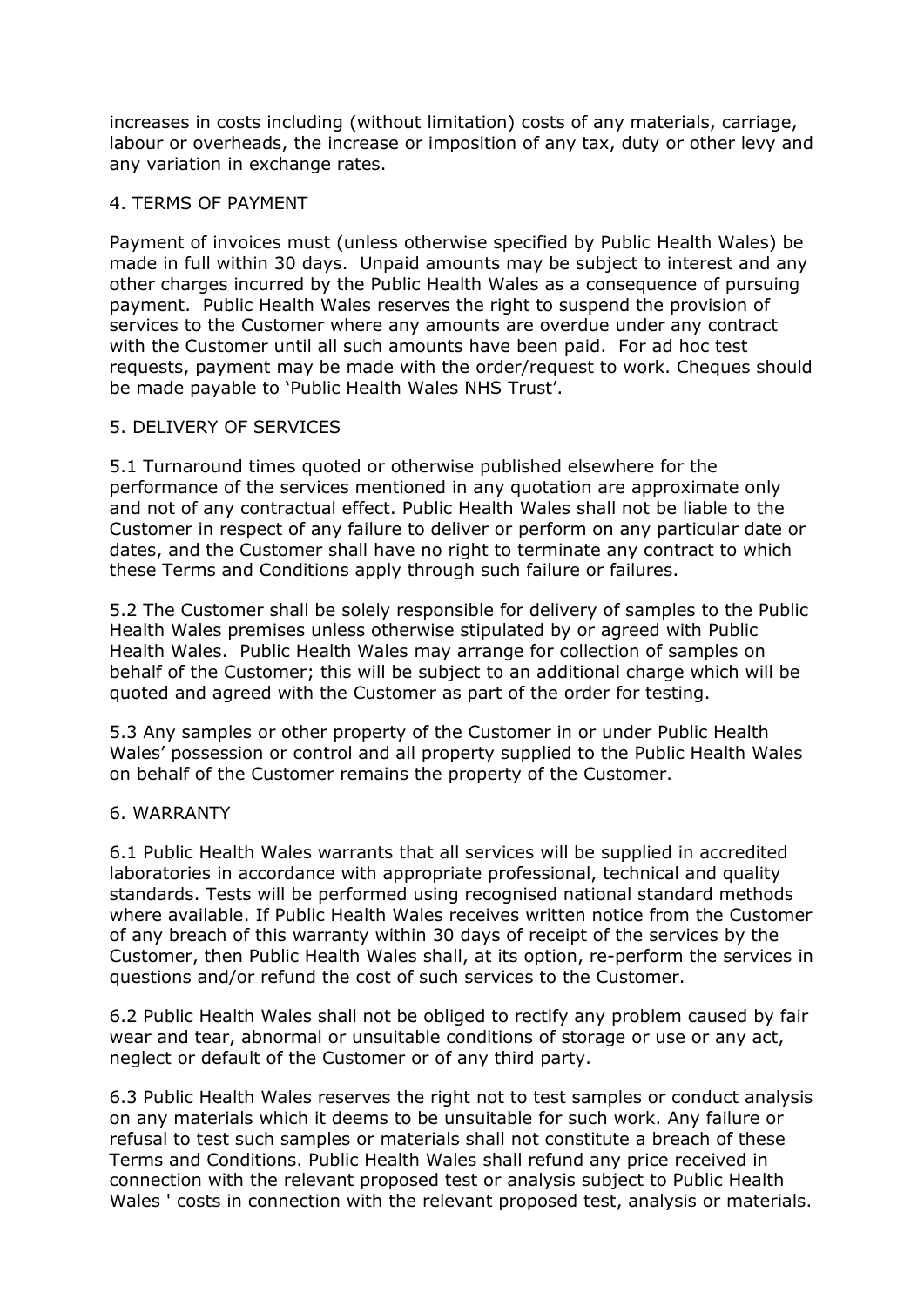increases in costs including (without limitation) costs of any materials, carriage, labour or overheads, the increase or imposition of any tax, duty or other levy and any variation in exchange rates.

## 4. TERMS OF PAYMENT

Payment of invoices must (unless otherwise specified by Public Health Wales) be made in full within 30 days. Unpaid amounts may be subject to interest and any other charges incurred by the Public Health Wales as a consequence of pursuing payment. Public Health Wales reserves the right to suspend the provision of services to the Customer where any amounts are overdue under any contract with the Customer until all such amounts have been paid. For ad hoc test requests, payment may be made with the order/request to work. Cheques should be made payable to 'Public Health Wales NHS Trust'.

## 5. DELIVERY OF SERVICES

5.1 Turnaround times quoted or otherwise published elsewhere for the performance of the services mentioned in any quotation are approximate only and not of any contractual effect. Public Health Wales shall not be liable to the Customer in respect of any failure to deliver or perform on any particular date or dates, and the Customer shall have no right to terminate any contract to which these Terms and Conditions apply through such failure or failures.

5.2 The Customer shall be solely responsible for delivery of samples to the Public Health Wales premises unless otherwise stipulated by or agreed with Public Health Wales. Public Health Wales may arrange for collection of samples on behalf of the Customer; this will be subject to an additional charge which will be quoted and agreed with the Customer as part of the order for testing.

5.3 Any samples or other property of the Customer in or under Public Health Wales' possession or control and all property supplied to the Public Health Wales on behalf of the Customer remains the property of the Customer.

## 6. WARRANTY

6.1 Public Health Wales warrants that all services will be supplied in accredited laboratories in accordance with appropriate professional, technical and quality standards. Tests will be performed using recognised national standard methods where available. If Public Health Wales receives written notice from the Customer of any breach of this warranty within 30 days of receipt of the services by the Customer, then Public Health Wales shall, at its option, re-perform the services in questions and/or refund the cost of such services to the Customer.

6.2 Public Health Wales shall not be obliged to rectify any problem caused by fair wear and tear, abnormal or unsuitable conditions of storage or use or any act, neglect or default of the Customer or of any third party.

6.3 Public Health Wales reserves the right not to test samples or conduct analysis on any materials which it deems to be unsuitable for such work. Any failure or refusal to test such samples or materials shall not constitute a breach of these Terms and Conditions. Public Health Wales shall refund any price received in connection with the relevant proposed test or analysis subject to Public Health Wales ' costs in connection with the relevant proposed test, analysis or materials.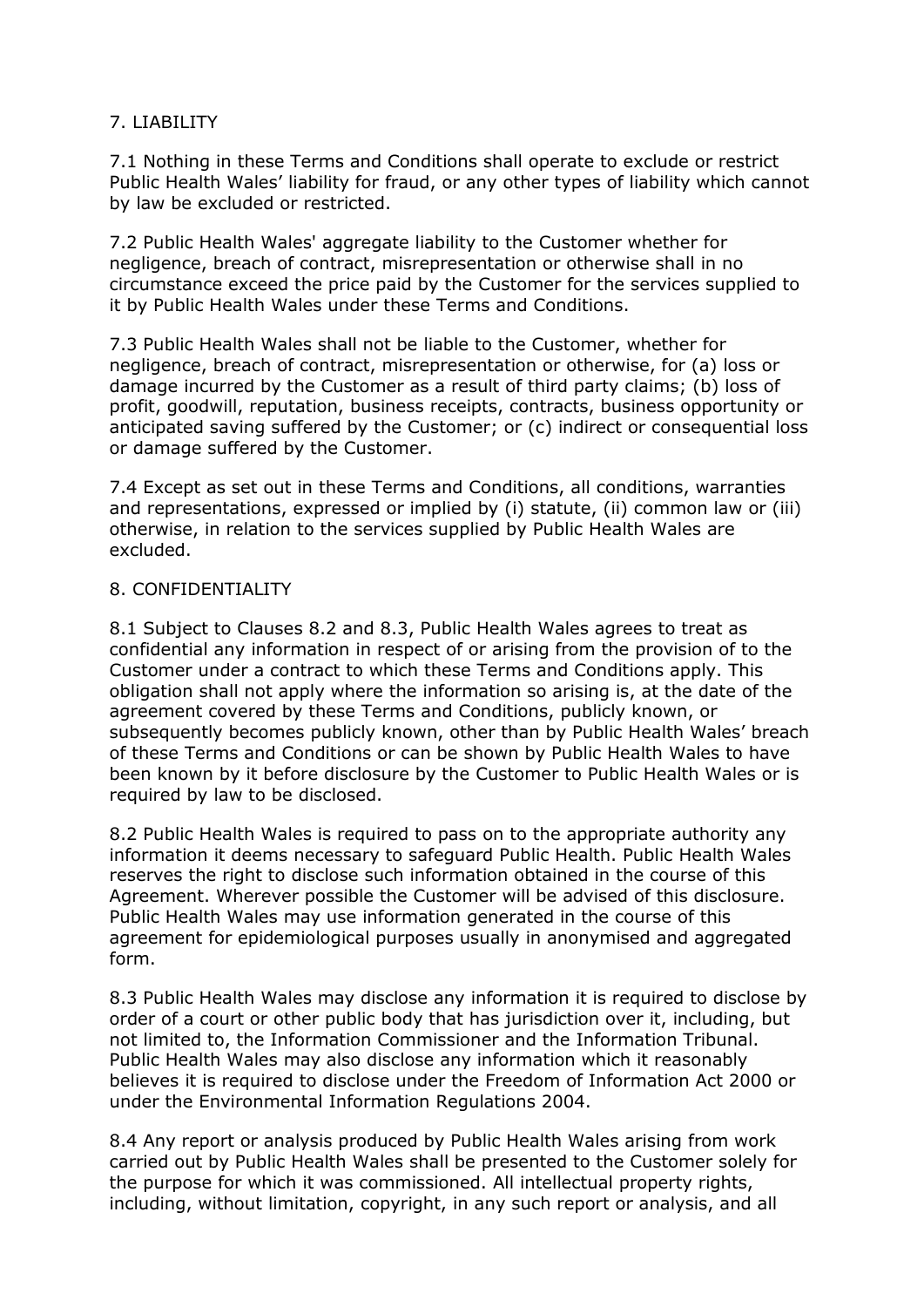## 7. LIABILITY

7.1 Nothing in these Terms and Conditions shall operate to exclude or restrict Public Health Wales' liability for fraud, or any other types of liability which cannot by law be excluded or restricted.

7.2 Public Health Wales' aggregate liability to the Customer whether for negligence, breach of contract, misrepresentation or otherwise shall in no circumstance exceed the price paid by the Customer for the services supplied to it by Public Health Wales under these Terms and Conditions.

7.3 Public Health Wales shall not be liable to the Customer, whether for negligence, breach of contract, misrepresentation or otherwise, for (a) loss or damage incurred by the Customer as a result of third party claims; (b) loss of profit, goodwill, reputation, business receipts, contracts, business opportunity or anticipated saving suffered by the Customer; or (c) indirect or consequential loss or damage suffered by the Customer.

7.4 Except as set out in these Terms and Conditions, all conditions, warranties and representations, expressed or implied by (i) statute, (ii) common law or (iii) otherwise, in relation to the services supplied by Public Health Wales are excluded.

## 8. CONFIDENTIALITY

8.1 Subject to Clauses 8.2 and 8.3, Public Health Wales agrees to treat as confidential any information in respect of or arising from the provision of to the Customer under a contract to which these Terms and Conditions apply. This obligation shall not apply where the information so arising is, at the date of the agreement covered by these Terms and Conditions, publicly known, or subsequently becomes publicly known, other than by Public Health Wales' breach of these Terms and Conditions or can be shown by Public Health Wales to have been known by it before disclosure by the Customer to Public Health Wales or is required by law to be disclosed.

8.2 Public Health Wales is required to pass on to the appropriate authority any information it deems necessary to safeguard Public Health. Public Health Wales reserves the right to disclose such information obtained in the course of this Agreement. Wherever possible the Customer will be advised of this disclosure. Public Health Wales may use information generated in the course of this agreement for epidemiological purposes usually in anonymised and aggregated form.

8.3 Public Health Wales may disclose any information it is required to disclose by order of a court or other public body that has jurisdiction over it, including, but not limited to, the Information Commissioner and the Information Tribunal. Public Health Wales may also disclose any information which it reasonably believes it is required to disclose under the Freedom of Information Act 2000 or under the Environmental Information Regulations 2004.

8.4 Any report or analysis produced by Public Health Wales arising from work carried out by Public Health Wales shall be presented to the Customer solely for the purpose for which it was commissioned. All intellectual property rights, including, without limitation, copyright, in any such report or analysis, and all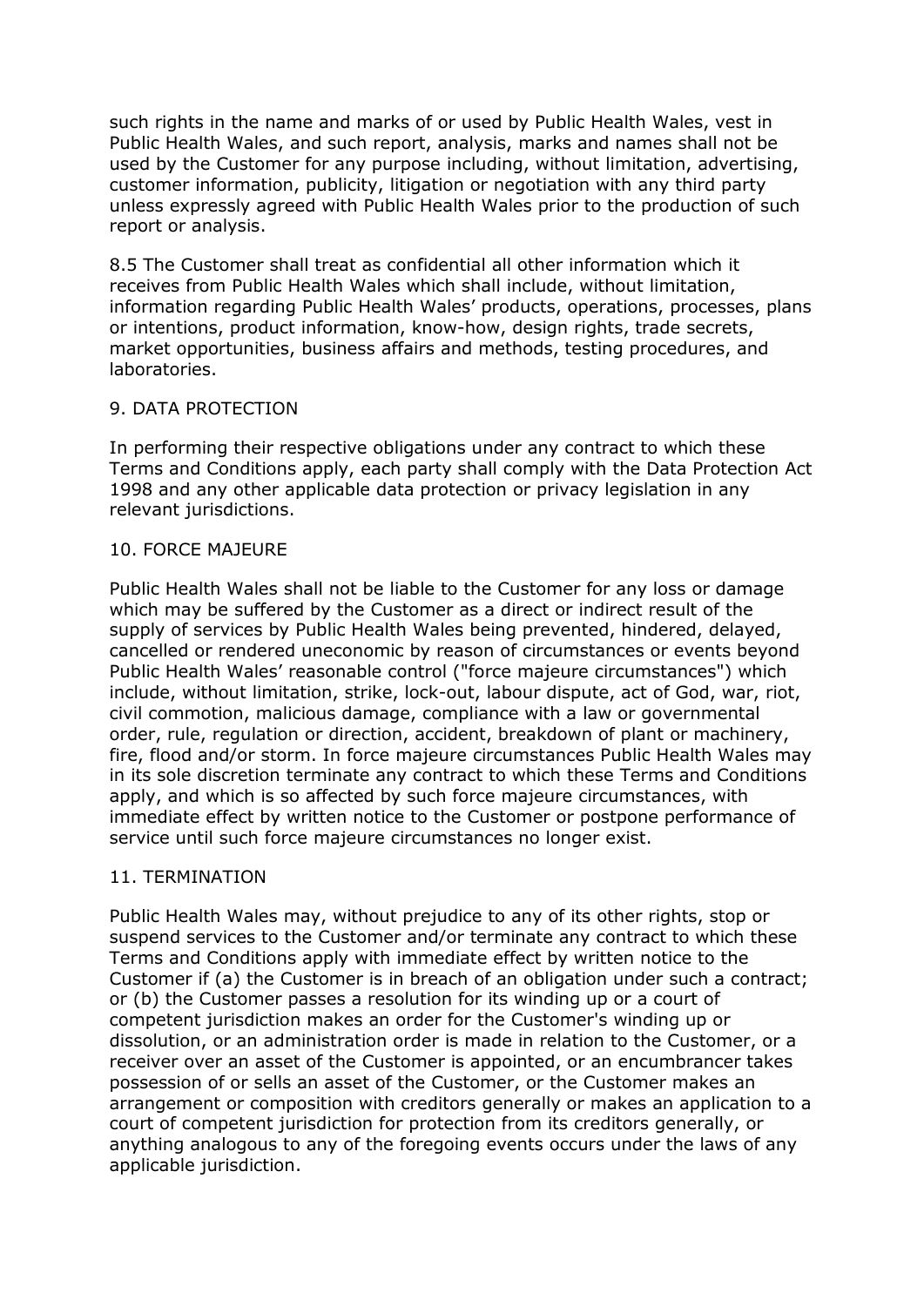such rights in the name and marks of or used by Public Health Wales, vest in Public Health Wales, and such report, analysis, marks and names shall not be used by the Customer for any purpose including, without limitation, advertising, customer information, publicity, litigation or negotiation with any third party unless expressly agreed with Public Health Wales prior to the production of such report or analysis.

8.5 The Customer shall treat as confidential all other information which it receives from Public Health Wales which shall include, without limitation, information regarding Public Health Wales' products, operations, processes, plans or intentions, product information, know-how, design rights, trade secrets, market opportunities, business affairs and methods, testing procedures, and laboratories.

## 9. DATA PROTECTION

In performing their respective obligations under any contract to which these Terms and Conditions apply, each party shall comply with the Data Protection Act 1998 and any other applicable data protection or privacy legislation in any relevant jurisdictions.

## 10. FORCE MAJEURE

Public Health Wales shall not be liable to the Customer for any loss or damage which may be suffered by the Customer as a direct or indirect result of the supply of services by Public Health Wales being prevented, hindered, delayed, cancelled or rendered uneconomic by reason of circumstances or events beyond Public Health Wales' reasonable control ("force majeure circumstances") which include, without limitation, strike, lock-out, labour dispute, act of God, war, riot, civil commotion, malicious damage, compliance with a law or governmental order, rule, regulation or direction, accident, breakdown of plant or machinery, fire, flood and/or storm. In force majeure circumstances Public Health Wales may in its sole discretion terminate any contract to which these Terms and Conditions apply, and which is so affected by such force majeure circumstances, with immediate effect by written notice to the Customer or postpone performance of service until such force majeure circumstances no longer exist.

## 11. TERMINATION

Public Health Wales may, without prejudice to any of its other rights, stop or suspend services to the Customer and/or terminate any contract to which these Terms and Conditions apply with immediate effect by written notice to the Customer if (a) the Customer is in breach of an obligation under such a contract; or (b) the Customer passes a resolution for its winding up or a court of competent jurisdiction makes an order for the Customer's winding up or dissolution, or an administration order is made in relation to the Customer, or a receiver over an asset of the Customer is appointed, or an encumbrancer takes possession of or sells an asset of the Customer, or the Customer makes an arrangement or composition with creditors generally or makes an application to a court of competent jurisdiction for protection from its creditors generally, or anything analogous to any of the foregoing events occurs under the laws of any applicable jurisdiction.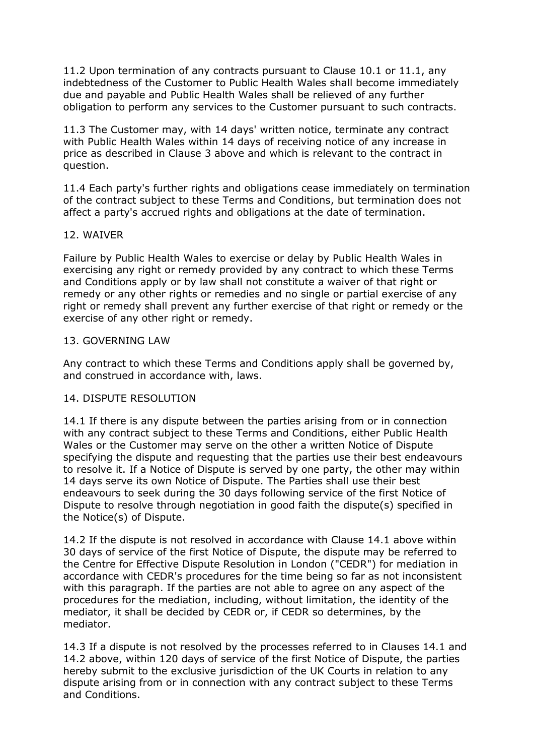11.2 Upon termination of any contracts pursuant to Clause 10.1 or 11.1, any indebtedness of the Customer to Public Health Wales shall become immediately due and payable and Public Health Wales shall be relieved of any further obligation to perform any services to the Customer pursuant to such contracts.

11.3 The Customer may, with 14 days' written notice, terminate any contract with Public Health Wales within 14 days of receiving notice of any increase in price as described in Clause 3 above and which is relevant to the contract in question.

11.4 Each party's further rights and obligations cease immediately on termination of the contract subject to these Terms and Conditions, but termination does not affect a party's accrued rights and obligations at the date of termination.

## 12. WAIVER

Failure by Public Health Wales to exercise or delay by Public Health Wales in exercising any right or remedy provided by any contract to which these Terms and Conditions apply or by law shall not constitute a waiver of that right or remedy or any other rights or remedies and no single or partial exercise of any right or remedy shall prevent any further exercise of that right or remedy or the exercise of any other right or remedy.

## 13. GOVERNING LAW

Any contract to which these Terms and Conditions apply shall be governed by, and construed in accordance with, laws.

## 14. DISPUTE RESOLUTION

14.1 If there is any dispute between the parties arising from or in connection with any contract subject to these Terms and Conditions, either Public Health Wales or the Customer may serve on the other a written Notice of Dispute specifying the dispute and requesting that the parties use their best endeavours to resolve it. If a Notice of Dispute is served by one party, the other may within 14 days serve its own Notice of Dispute. The Parties shall use their best endeavours to seek during the 30 days following service of the first Notice of Dispute to resolve through negotiation in good faith the dispute(s) specified in the Notice(s) of Dispute.

14.2 If the dispute is not resolved in accordance with Clause 14.1 above within 30 days of service of the first Notice of Dispute, the dispute may be referred to the Centre for Effective Dispute Resolution in London ("CEDR") for mediation in accordance with CEDR's procedures for the time being so far as not inconsistent with this paragraph. If the parties are not able to agree on any aspect of the procedures for the mediation, including, without limitation, the identity of the mediator, it shall be decided by CEDR or, if CEDR so determines, by the mediator.

14.3 If a dispute is not resolved by the processes referred to in Clauses 14.1 and 14.2 above, within 120 days of service of the first Notice of Dispute, the parties hereby submit to the exclusive jurisdiction of the UK Courts in relation to any dispute arising from or in connection with any contract subject to these Terms and Conditions.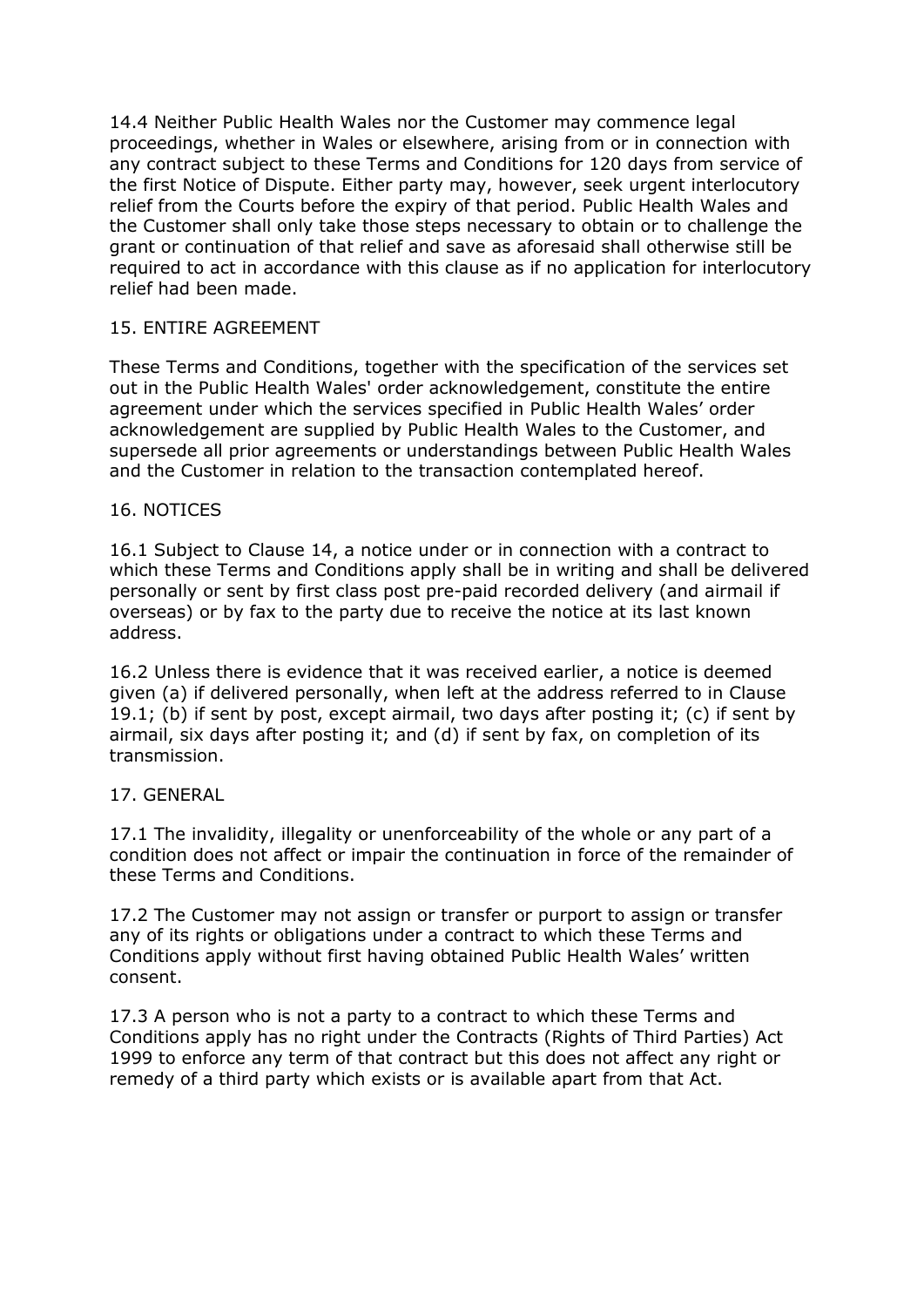14.4 Neither Public Health Wales nor the Customer may commence legal proceedings, whether in Wales or elsewhere, arising from or in connection with any contract subject to these Terms and Conditions for 120 days from service of the first Notice of Dispute. Either party may, however, seek urgent interlocutory relief from the Courts before the expiry of that period. Public Health Wales and the Customer shall only take those steps necessary to obtain or to challenge the grant or continuation of that relief and save as aforesaid shall otherwise still be required to act in accordance with this clause as if no application for interlocutory relief had been made.

## 15. ENTIRE AGREEMENT

These Terms and Conditions, together with the specification of the services set out in the Public Health Wales' order acknowledgement, constitute the entire agreement under which the services specified in Public Health Wales' order acknowledgement are supplied by Public Health Wales to the Customer, and supersede all prior agreements or understandings between Public Health Wales and the Customer in relation to the transaction contemplated hereof.

## 16. NOTICES

16.1 Subject to Clause 14, a notice under or in connection with a contract to which these Terms and Conditions apply shall be in writing and shall be delivered personally or sent by first class post pre-paid recorded delivery (and airmail if overseas) or by fax to the party due to receive the notice at its last known address.

16.2 Unless there is evidence that it was received earlier, a notice is deemed given (a) if delivered personally, when left at the address referred to in Clause 19.1; (b) if sent by post, except airmail, two days after posting it; (c) if sent by airmail, six days after posting it; and (d) if sent by fax, on completion of its transmission.

## 17. GENERAL

17.1 The invalidity, illegality or unenforceability of the whole or any part of a condition does not affect or impair the continuation in force of the remainder of these Terms and Conditions.

17.2 The Customer may not assign or transfer or purport to assign or transfer any of its rights or obligations under a contract to which these Terms and Conditions apply without first having obtained Public Health Wales' written consent.

17.3 A person who is not a party to a contract to which these Terms and Conditions apply has no right under the Contracts (Rights of Third Parties) Act 1999 to enforce any term of that contract but this does not affect any right or remedy of a third party which exists or is available apart from that Act.